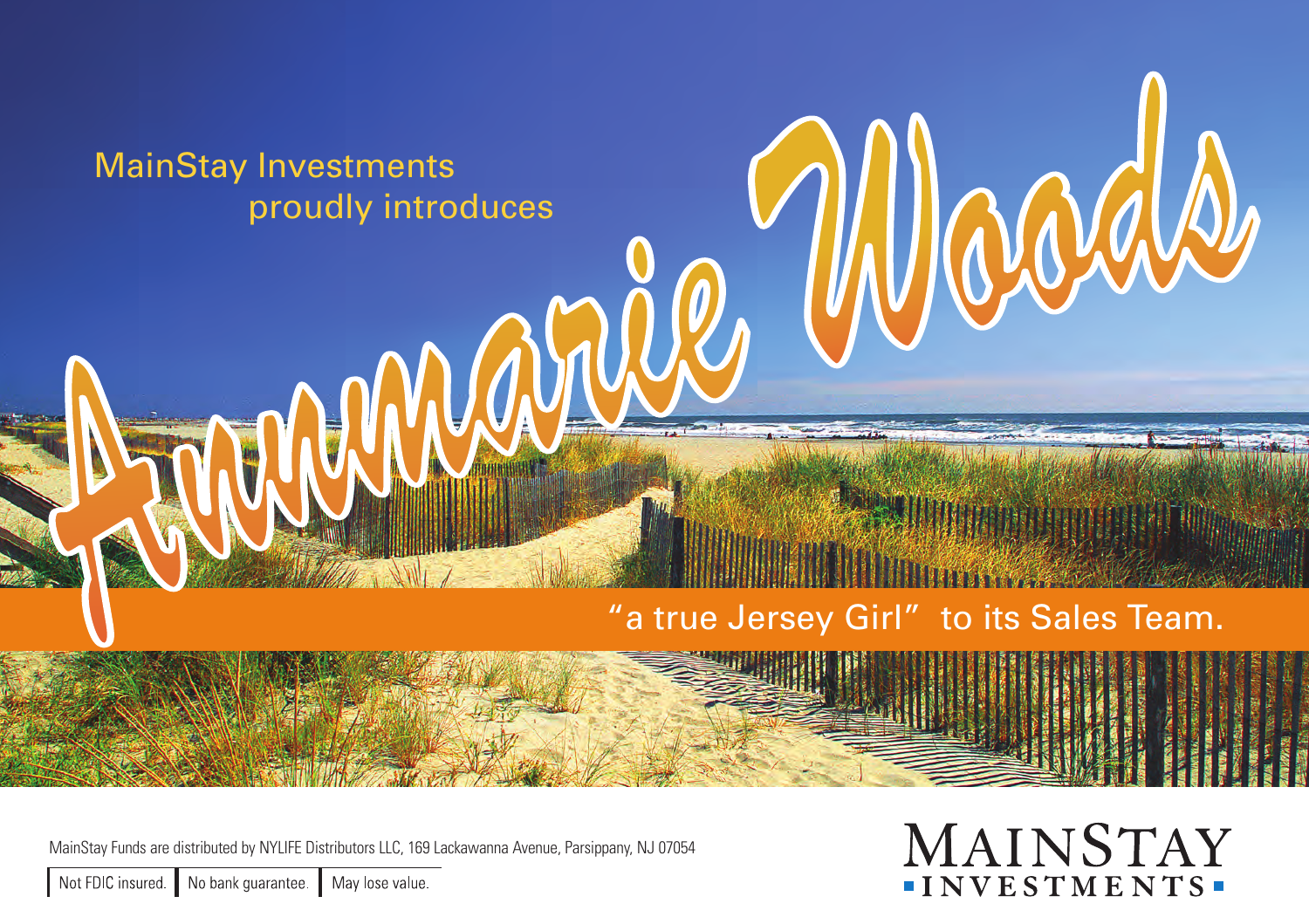MainStay Investments
proudly introduces

# Annmarie Woods

"a true Jersey Girl" to its Sales Team.

MainStay Funds are distributed by NYLIFE Distributors LLC, 169 Lackawanna Avenue, Parsippany, NJ 07054

Not FDIC insured. | No bank guarantee. | May lose value.

MAINSTAY INVESTMENTS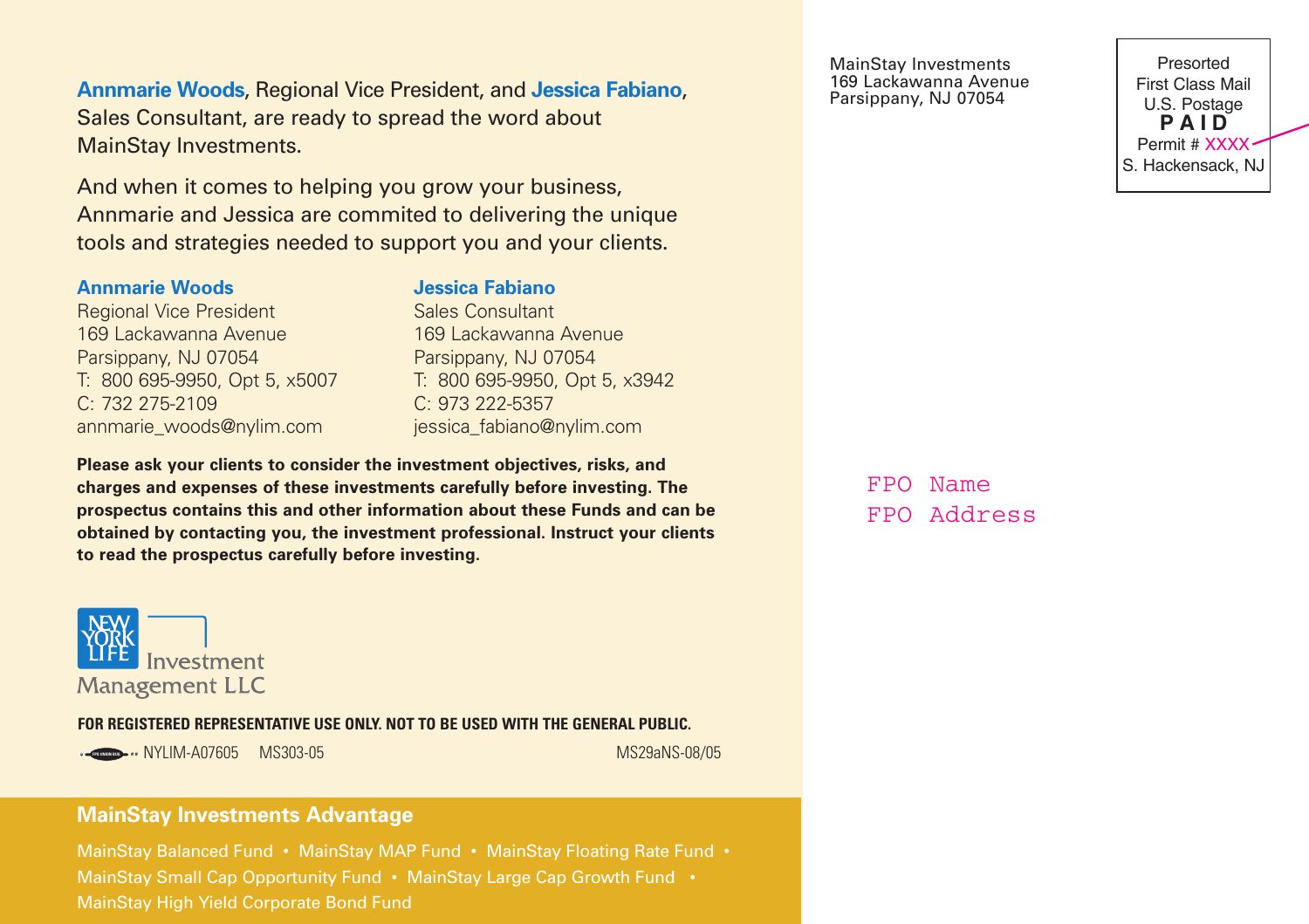**Annmarie Woods**, Regional Vice President, and **Jessica Fabiano**, Sales Consultant, are ready to spread the word about MainStay Investments.

And when it comes to helping you grow your business, Annmarie and Jessica are commited to delivering the unique tools and strategies needed to support you and your clients.

**Annmarie Woods**
Regional Vice President
169 Lackawanna Avenue
Parsippany, NJ 07054
T: 800 695-9950, Opt 5, x5007
C: 732 275-2109
annmarie_woods@nylim.com

**Jessica Fabiano**
Sales Consultant
169 Lackawanna Avenue
Parsippany, NJ 07054
T: 800 695-9950, Opt 5, x3942
C: 973 222-5357
jessica_fabiano@nylim.com

**Please ask your clients to consider the investment objectives, risks, and charges and expenses of these investments carefully before investing. The prospectus contains this and other information about these Funds and can be obtained by contacting you, the investment professional. Instruct your clients to read the prospectus carefully before investing.**

NEW YORK LIFE Investment Management LLC

**FOR REGISTERED REPRESENTATIVE USE ONLY. NOT TO BE USED WITH THE GENERAL PUBLIC.**

NYLIM-A07605 MS303-05 MS29aNS-08/05

## MainStay Investments Advantage

MainStay Balanced Fund • MainStay MAP Fund • MainStay Floating Rate Fund • MainStay Small Cap Opportunity Fund • MainStay Large Cap Growth Fund • MainStay High Yield Corporate Bond Fund

MainStay Investments
169 Lackawanna Avenue
Parsippany, NJ 07054

Presorted
First Class Mail
U.S. Postage
**PAID**
Permit # XXXX
S. Hackensack, NJ

FPO Name
FPO Address